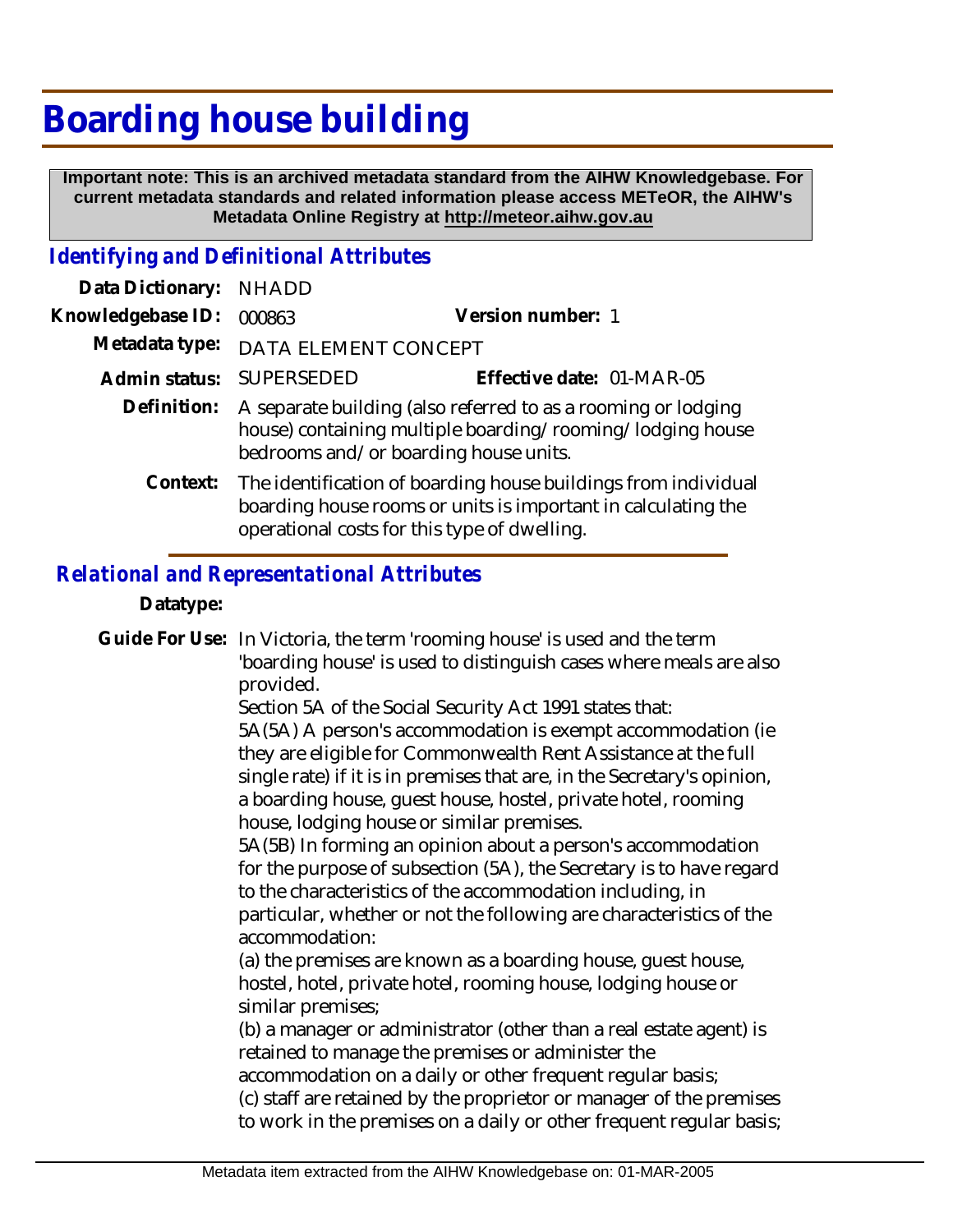# Boarding house building

**Important note: This is an archived metadata standard from the AIHW Knowledgebase. For current metadata standards and related information please access METeOR, the AIHW's Metadata Online Registry at http://meteor.aihw.gov.au**

## *Identifying and Definitional Attributes*

**Data Dictionary:** NHADD

**Knowledgebase ID:** 000863 **Version number:** 1

**Metadata type:** DATA ELEMENT CONCEPT

**Admin status:** SUPERSEDED **Effective date:** 01-MAR-05

**Definition:** A separate building (also referred to as a rooming or lodging house) containing multiple boarding/rooming/lodging house bedrooms and/or boarding house units.

**Context:** The identification of boarding house buildings from individual boarding house rooms or units is important in calculating the operational costs for this type of dwelling.

## *Relational and Representational Attributes*

**Datatype:**

**Guide For Use:** In Victoria, the term 'rooming house' is used and the term 'boarding house' is used to distinguish cases where meals are also provided.

Section 5A of the Social Security Act 1991 states that:

5A(5A) A person's accommodation is exempt accommodation (ie they are eligible for Commonwealth Rent Assistance at the full single rate) if it is in premises that are, in the Secretary's opinion, a boarding house, guest house, hostel, private hotel, rooming house, lodging house or similar premises.

5A(5B) In forming an opinion about a person's accommodation for the purpose of subsection (5A), the Secretary is to have regard to the characteristics of the accommodation including, in particular, whether or not the following are characteristics of the accommodation:

(a) the premises are known as a boarding house, guest house, hostel, hotel, private hotel, rooming house, lodging house or similar premises;

(b) a manager or administrator (other than a real estate agent) is retained to manage the premises or administer the accommodation on a daily or other frequent regular basis;

(c) staff are retained by the proprietor or manager of the premises to work in the premises on a daily or other frequent regular basis;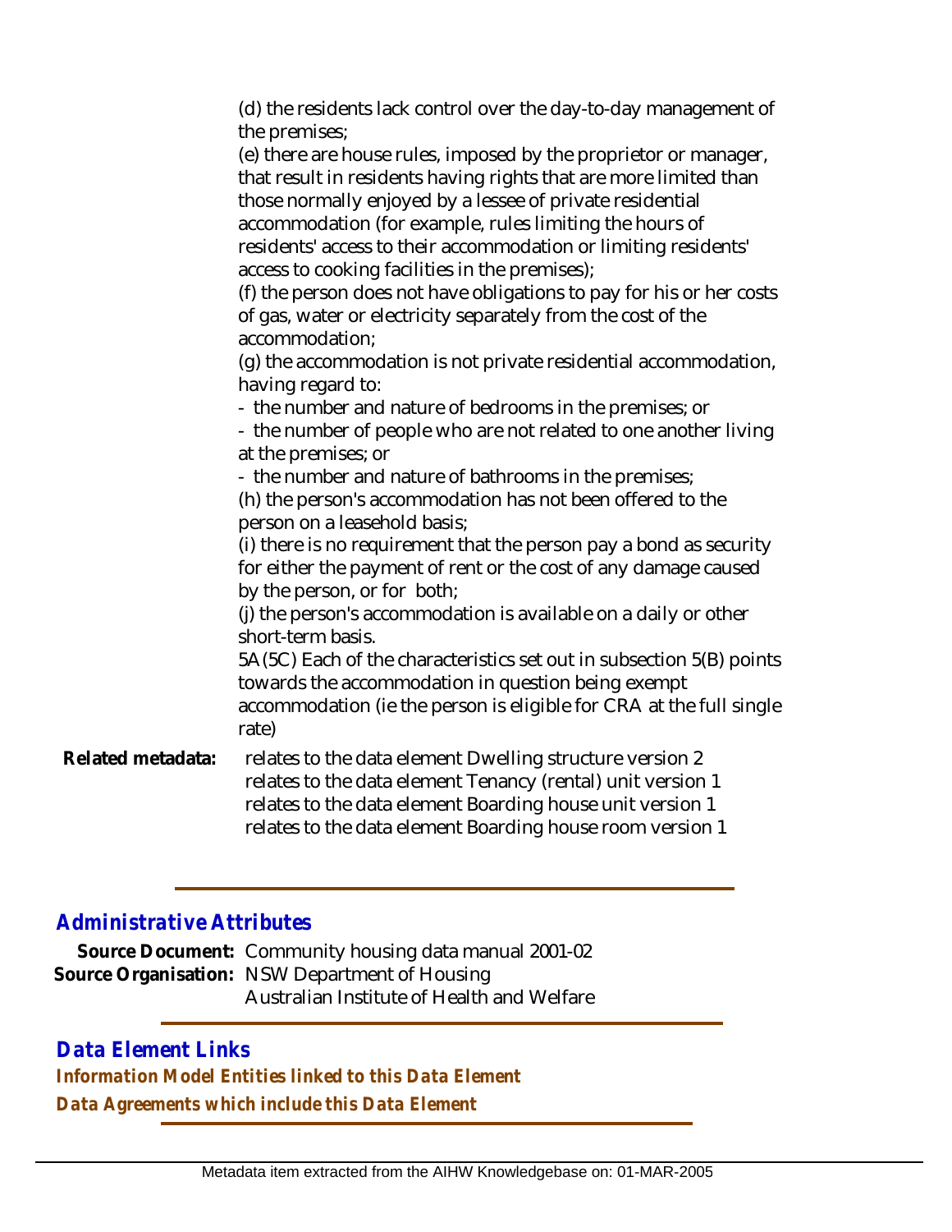(d) the residents lack control over the day-to-day management of the premises;

(e) there are house rules, imposed by the proprietor or manager, that result in residents having rights that are more limited than those normally enjoyed by a lessee of private residential accommodation (for example, rules limiting the hours of residents' access to their accommodation or limiting residents' access to cooking facilities in the premises);

(f) the person does not have obligations to pay for his or her costs of gas, water or electricity separately from the cost of the accommodation;

(g) the accommodation is not private residential accommodation, having regard to:

- the number and nature of bedrooms in the premises; or
- the number of people who are not related to one another living at the premises; or
- the number and nature of bathrooms in the premises;

(h) the person's accommodation has not been offered to the person on a leasehold basis;

(i) there is no requirement that the person pay a bond as security for either the payment of rent or the cost of any damage caused by the person, or for both;

(j) the person's accommodation is available on a daily or other short-term basis.

5A(5C) Each of the characteristics set out in subsection 5(B) points towards the accommodation in question being exempt accommodation (ie the person is eligible for CRA at the full single rate)

**Related metadata:** relates to the data element Dwelling structure version 2
relates to the data element Tenancy (rental) unit version 1
relates to the data element Boarding house unit version 1
relates to the data element Boarding house room version 1

## Administrative Attributes

**Source Document:** Community housing data manual 2001-02
**Source Organisation:** NSW Department of Housing
Australian Institute of Health and Welfare

## Data Element Links

### Information Model Entities linked to this Data Element

### Data Agreements which include this Data Element

Metadata item extracted from the AIHW Knowledgebase on: 01-MAR-2005